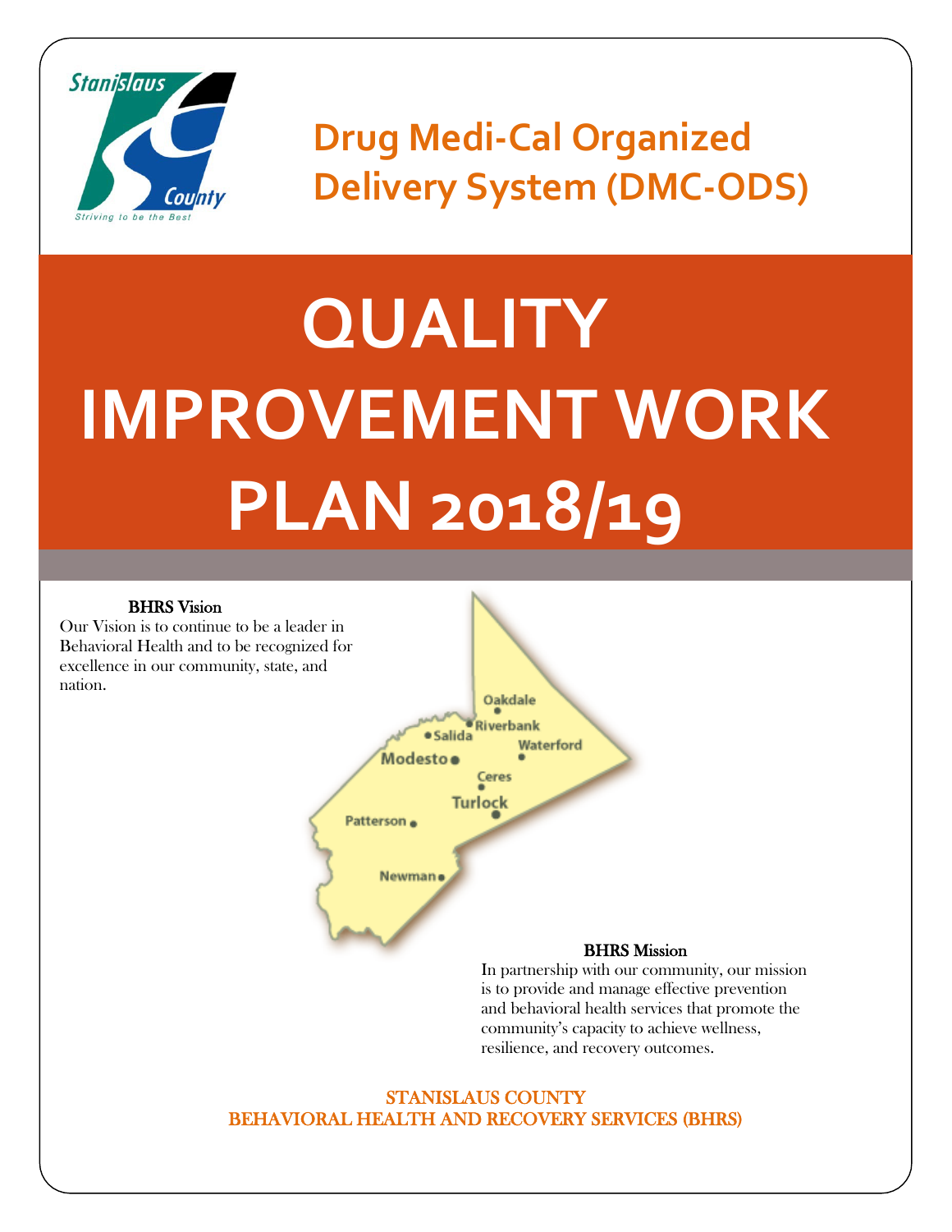# Drug Medi-Cal Organized Delivery System (DMC-ODS)

# QUALITY IMPROVEMENT WORK PLAN 2018/19

**BHRS Vision**

Our Vision is to continue to be a leader in Behavioral Health and to be recognized for excellence in our community, state, and nation.

Oakdale
Riverbank
Salida
Waterford
Modesto
Ceres
Turlock
Patterson
Newman

**BHRS Mission**

In partnership with our community, our mission is to provide and manage effective prevention and behavioral health services that promote the community's capacity to achieve wellness, resilience, and recovery outcomes.

STANISLAUS COUNTY
BEHAVIORAL HEALTH AND RECOVERY SERVICES (BHRS)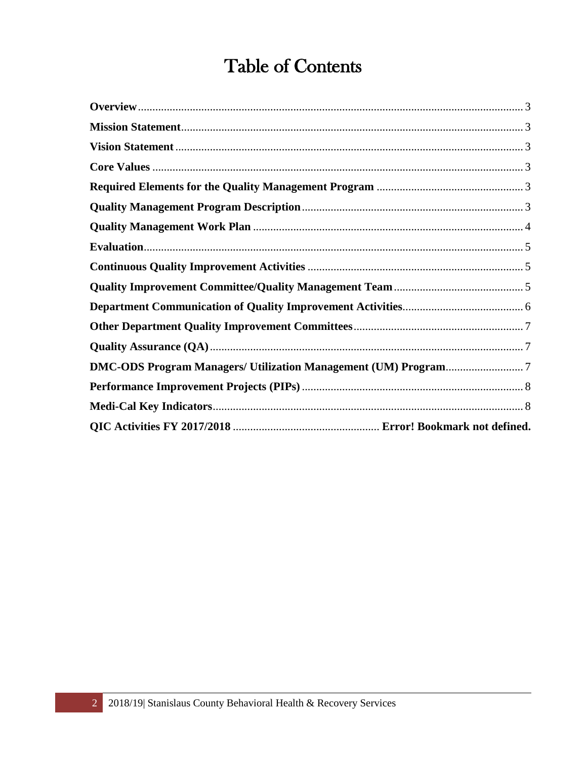# Table of Contents

**Overview** ..... 3

**Mission Statement** ..... 3

**Vision Statement** ..... 3

**Core Values** ..... 3

**Required Elements for the Quality Management Program** ..... 3

**Quality Management Program Description** ..... 3

**Quality Management Work Plan** ..... 4

**Evaluation** ..... 5

**Continuous Quality Improvement Activities** ..... 5

**Quality Improvement Committee/Quality Management Team** ..... 5

**Department Communication of Quality Improvement Activities** ..... 6

**Other Department Quality Improvement Committees** ..... 7

**Quality Assurance (QA)** ..... 7

**DMC-ODS Program Managers/ Utilization Management (UM) Program** ..... 7

**Performance Improvement Projects (PIPs)** ..... 8

**Medi-Cal Key Indicators** ..... 8

**QIC Activities FY 2017/2018** ..... **Error! Bookmark not defined.**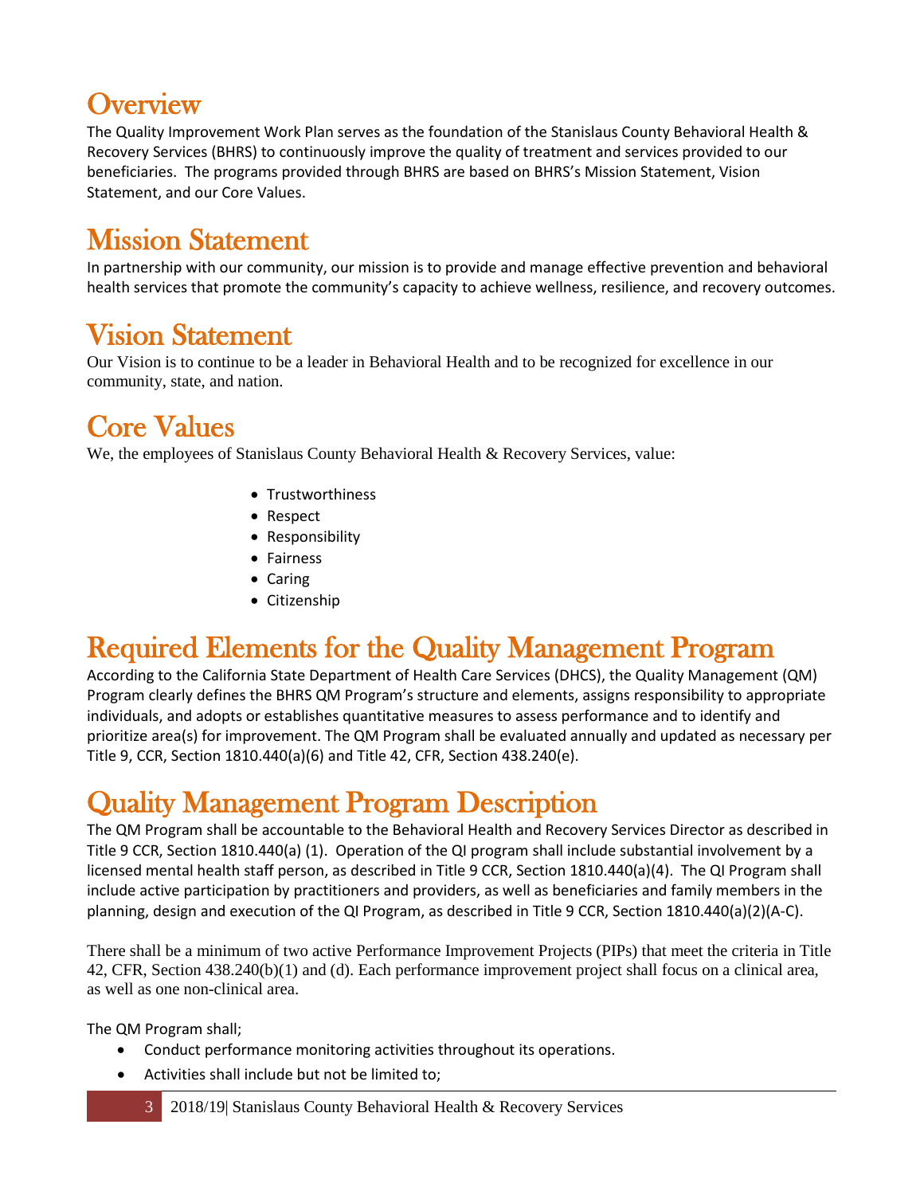# Overview

The Quality Improvement Work Plan serves as the foundation of the Stanislaus County Behavioral Health & Recovery Services (BHRS) to continuously improve the quality of treatment and services provided to our beneficiaries. The programs provided through BHRS are based on BHRS's Mission Statement, Vision Statement, and our Core Values.

# Mission Statement

In partnership with our community, our mission is to provide and manage effective prevention and behavioral health services that promote the community's capacity to achieve wellness, resilience, and recovery outcomes.

# Vision Statement

Our Vision is to continue to be a leader in Behavioral Health and to be recognized for excellence in our community, state, and nation.

# Core Values

We, the employees of Stanislaus County Behavioral Health & Recovery Services, value:

- Trustworthiness
- Respect
- Responsibility
- Fairness
- Caring
- Citizenship

# Required Elements for the Quality Management Program

According to the California State Department of Health Care Services (DHCS), the Quality Management (QM) Program clearly defines the BHRS QM Program's structure and elements, assigns responsibility to appropriate individuals, and adopts or establishes quantitative measures to assess performance and to identify and prioritize area(s) for improvement. The QM Program shall be evaluated annually and updated as necessary per Title 9, CCR, Section 1810.440(a)(6) and Title 42, CFR, Section 438.240(e).

# Quality Management Program Description

The QM Program shall be accountable to the Behavioral Health and Recovery Services Director as described in Title 9 CCR, Section 1810.440(a) (1). Operation of the QI program shall include substantial involvement by a licensed mental health staff person, as described in Title 9 CCR, Section 1810.440(a)(4). The QI Program shall include active participation by practitioners and providers, as well as beneficiaries and family members in the planning, design and execution of the QI Program, as described in Title 9 CCR, Section 1810.440(a)(2)(A-C).

There shall be a minimum of two active Performance Improvement Projects (PIPs) that meet the criteria in Title 42, CFR, Section 438.240(b)(1) and (d). Each performance improvement project shall focus on a clinical area, as well as one non-clinical area.

The QM Program shall;

- Conduct performance monitoring activities throughout its operations.
- Activities shall include but not be limited to;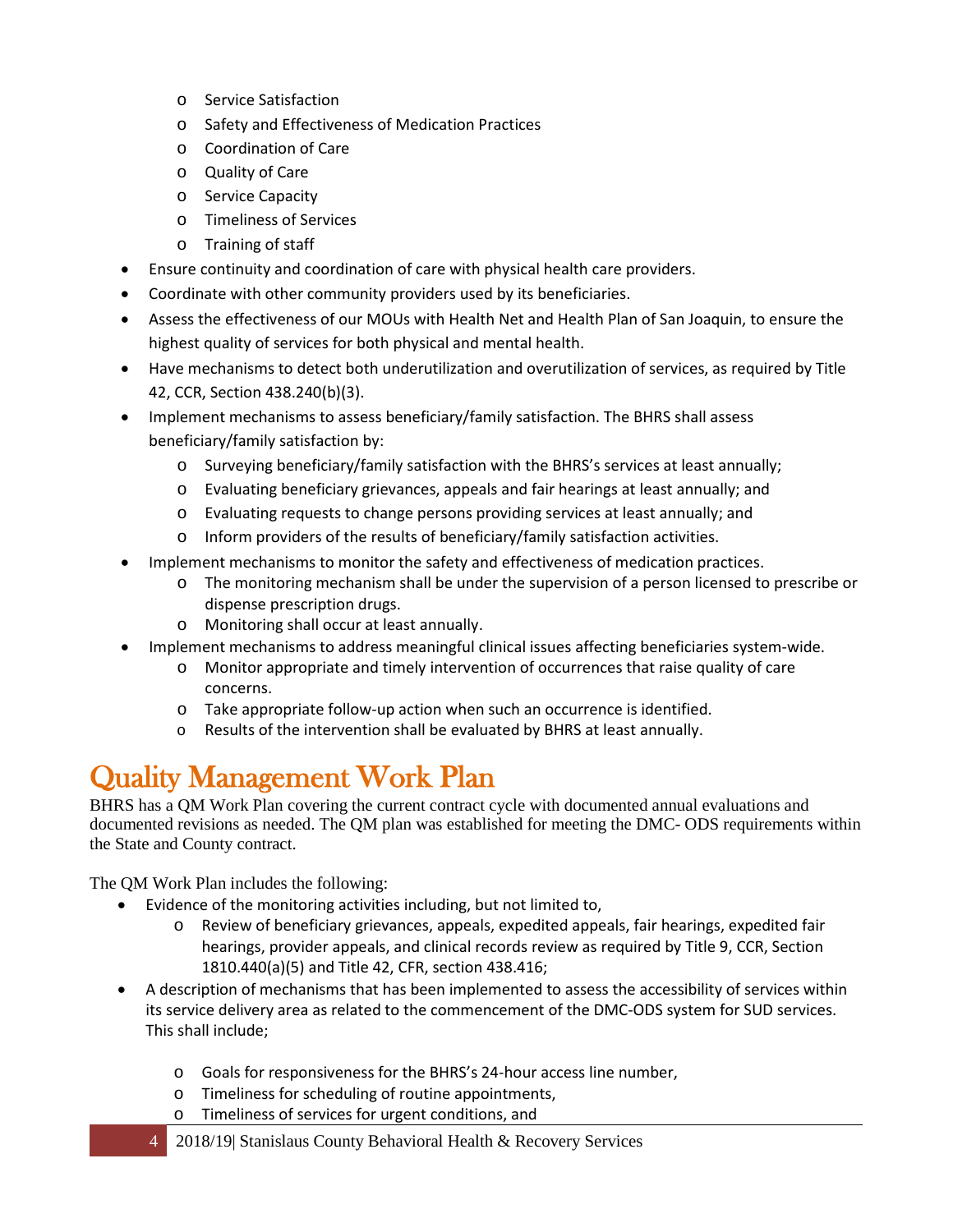- Service Satisfaction
- Safety and Effectiveness of Medication Practices
- Coordination of Care
- Quality of Care
- Service Capacity
- Timeliness of Services
- Training of staff

- Ensure continuity and coordination of care with physical health care providers.
- Coordinate with other community providers used by its beneficiaries.
- Assess the effectiveness of our MOUs with Health Net and Health Plan of San Joaquin, to ensure the highest quality of services for both physical and mental health.
- Have mechanisms to detect both underutilization and overutilization of services, as required by Title 42, CCR, Section 438.240(b)(3).
- Implement mechanisms to assess beneficiary/family satisfaction. The BHRS shall assess beneficiary/family satisfaction by:
  - Surveying beneficiary/family satisfaction with the BHRS's services at least annually;
  - Evaluating beneficiary grievances, appeals and fair hearings at least annually; and
  - Evaluating requests to change persons providing services at least annually; and
  - Inform providers of the results of beneficiary/family satisfaction activities.
- Implement mechanisms to monitor the safety and effectiveness of medication practices.
  - The monitoring mechanism shall be under the supervision of a person licensed to prescribe or dispense prescription drugs.
  - Monitoring shall occur at least annually.
- Implement mechanisms to address meaningful clinical issues affecting beneficiaries system-wide.
  - Monitor appropriate and timely intervention of occurrences that raise quality of care concerns.
  - Take appropriate follow-up action when such an occurrence is identified.
  - Results of the intervention shall be evaluated by BHRS at least annually.

# Quality Management Work Plan

BHRS has a QM Work Plan covering the current contract cycle with documented annual evaluations and documented revisions as needed. The QM plan was established for meeting the DMC- ODS requirements within the State and County contract.

The QM Work Plan includes the following:

- Evidence of the monitoring activities including, but not limited to,
  - Review of beneficiary grievances, appeals, expedited appeals, fair hearings, expedited fair hearings, provider appeals, and clinical records review as required by Title 9, CCR, Section 1810.440(a)(5) and Title 42, CFR, section 438.416;
- A description of mechanisms that has been implemented to assess the accessibility of services within its service delivery area as related to the commencement of the DMC-ODS system for SUD services. This shall include;
  - Goals for responsiveness for the BHRS's 24-hour access line number,
  - Timeliness for scheduling of routine appointments,
  - Timeliness of services for urgent conditions, and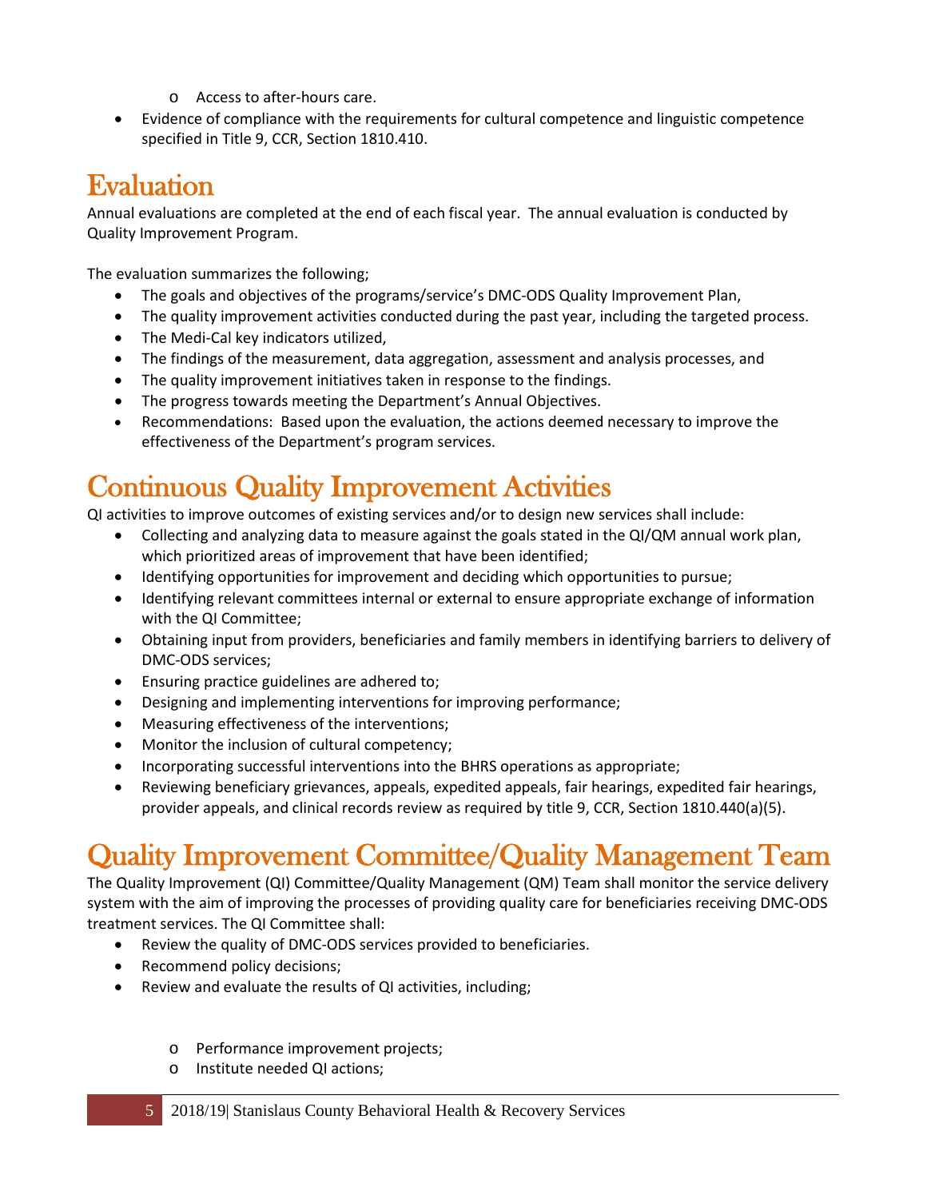- Access to after-hours care.
- Evidence of compliance with the requirements for cultural competence and linguistic competence specified in Title 9, CCR, Section 1810.410.

# Evaluation

Annual evaluations are completed at the end of each fiscal year. The annual evaluation is conducted by Quality Improvement Program.

The evaluation summarizes the following;

- The goals and objectives of the programs/service's DMC-ODS Quality Improvement Plan,
- The quality improvement activities conducted during the past year, including the targeted process.
- The Medi-Cal key indicators utilized,
- The findings of the measurement, data aggregation, assessment and analysis processes, and
- The quality improvement initiatives taken in response to the findings.
- The progress towards meeting the Department's Annual Objectives.
- Recommendations: Based upon the evaluation, the actions deemed necessary to improve the effectiveness of the Department's program services.

# Continuous Quality Improvement Activities

QI activities to improve outcomes of existing services and/or to design new services shall include:

- Collecting and analyzing data to measure against the goals stated in the QI/QM annual work plan, which prioritized areas of improvement that have been identified;
- Identifying opportunities for improvement and deciding which opportunities to pursue;
- Identifying relevant committees internal or external to ensure appropriate exchange of information with the QI Committee;
- Obtaining input from providers, beneficiaries and family members in identifying barriers to delivery of DMC-ODS services;
- Ensuring practice guidelines are adhered to;
- Designing and implementing interventions for improving performance;
- Measuring effectiveness of the interventions;
- Monitor the inclusion of cultural competency;
- Incorporating successful interventions into the BHRS operations as appropriate;
- Reviewing beneficiary grievances, appeals, expedited appeals, fair hearings, expedited fair hearings, provider appeals, and clinical records review as required by title 9, CCR, Section 1810.440(a)(5).

# Quality Improvement Committee/Quality Management Team

The Quality Improvement (QI) Committee/Quality Management (QM) Team shall monitor the service delivery system with the aim of improving the processes of providing quality care for beneficiaries receiving DMC-ODS treatment services. The QI Committee shall:

- Review the quality of DMC-ODS services provided to beneficiaries.
- Recommend policy decisions;
- Review and evaluate the results of QI activities, including;
  - Performance improvement projects;
  - Institute needed QI actions;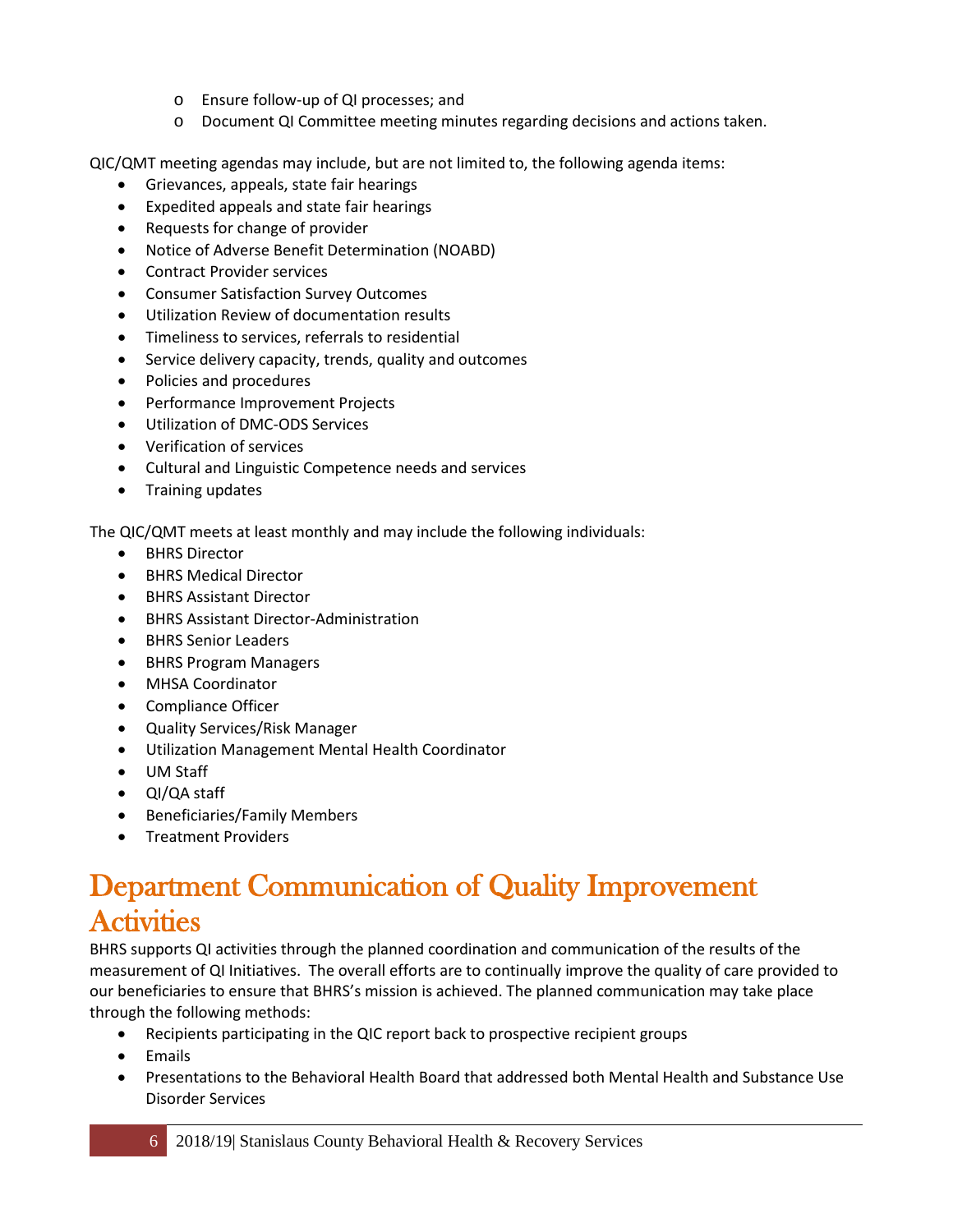- Ensure follow-up of QI processes; and
  - Document QI Committee meeting minutes regarding decisions and actions taken.

QIC/QMT meeting agendas may include, but are not limited to, the following agenda items:

- Grievances, appeals, state fair hearings
- Expedited appeals and state fair hearings
- Requests for change of provider
- Notice of Adverse Benefit Determination (NOABD)
- Contract Provider services
- Consumer Satisfaction Survey Outcomes
- Utilization Review of documentation results
- Timeliness to services, referrals to residential
- Service delivery capacity, trends, quality and outcomes
- Policies and procedures
- Performance Improvement Projects
- Utilization of DMC-ODS Services
- Verification of services
- Cultural and Linguistic Competence needs and services
- Training updates

The QIC/QMT meets at least monthly and may include the following individuals:

- BHRS Director
- BHRS Medical Director
- BHRS Assistant Director
- BHRS Assistant Director-Administration
- BHRS Senior Leaders
- BHRS Program Managers
- MHSA Coordinator
- Compliance Officer
- Quality Services/Risk Manager
- Utilization Management Mental Health Coordinator
- UM Staff
- QI/QA staff
- Beneficiaries/Family Members
- Treatment Providers

# Department Communication of Quality Improvement Activities

BHRS supports QI activities through the planned coordination and communication of the results of the measurement of QI Initiatives. The overall efforts are to continually improve the quality of care provided to our beneficiaries to ensure that BHRS's mission is achieved. The planned communication may take place through the following methods:

- Recipients participating in the QIC report back to prospective recipient groups
- Emails
- Presentations to the Behavioral Health Board that addressed both Mental Health and Substance Use Disorder Services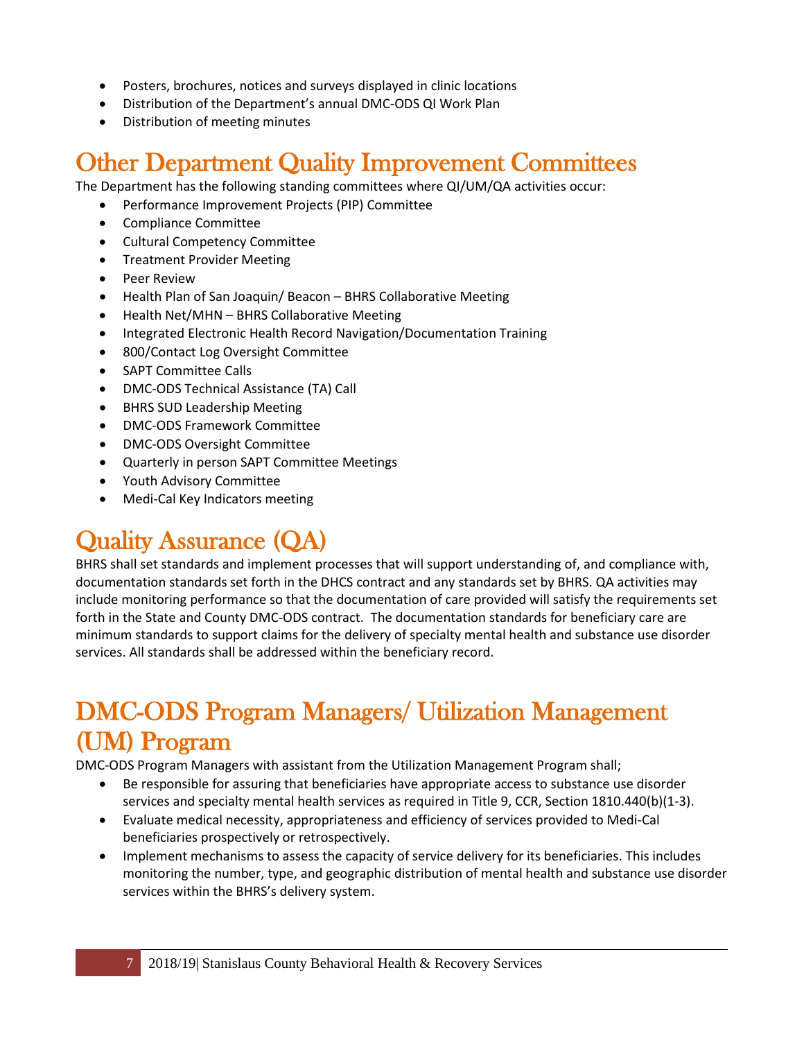- Posters, brochures, notices and surveys displayed in clinic locations
- Distribution of the Department's annual DMC-ODS QI Work Plan
- Distribution of meeting minutes

# Other Department Quality Improvement Committees

The Department has the following standing committees where QI/UM/QA activities occur:

- Performance Improvement Projects (PIP) Committee
- Compliance Committee
- Cultural Competency Committee
- Treatment Provider Meeting
- Peer Review
- Health Plan of San Joaquin/ Beacon – BHRS Collaborative Meeting
- Health Net/MHN – BHRS Collaborative Meeting
- Integrated Electronic Health Record Navigation/Documentation Training
- 800/Contact Log Oversight Committee
- SAPT Committee Calls
- DMC-ODS Technical Assistance (TA) Call
- BHRS SUD Leadership Meeting
- DMC-ODS Framework Committee
- DMC-ODS Oversight Committee
- Quarterly in person SAPT Committee Meetings
- Youth Advisory Committee
- Medi-Cal Key Indicators meeting

# Quality Assurance (QA)

BHRS shall set standards and implement processes that will support understanding of, and compliance with, documentation standards set forth in the DHCS contract and any standards set by BHRS. QA activities may include monitoring performance so that the documentation of care provided will satisfy the requirements set forth in the State and County DMC-ODS contract. The documentation standards for beneficiary care are minimum standards to support claims for the delivery of specialty mental health and substance use disorder services. All standards shall be addressed within the beneficiary record.

# DMC-ODS Program Managers/ Utilization Management (UM) Program

DMC-ODS Program Managers with assistant from the Utilization Management Program shall;

- Be responsible for assuring that beneficiaries have appropriate access to substance use disorder services and specialty mental health services as required in Title 9, CCR, Section 1810.440(b)(1-3).
- Evaluate medical necessity, appropriateness and efficiency of services provided to Medi-Cal beneficiaries prospectively or retrospectively.
- Implement mechanisms to assess the capacity of service delivery for its beneficiaries. This includes monitoring the number, type, and geographic distribution of mental health and substance use disorder services within the BHRS's delivery system.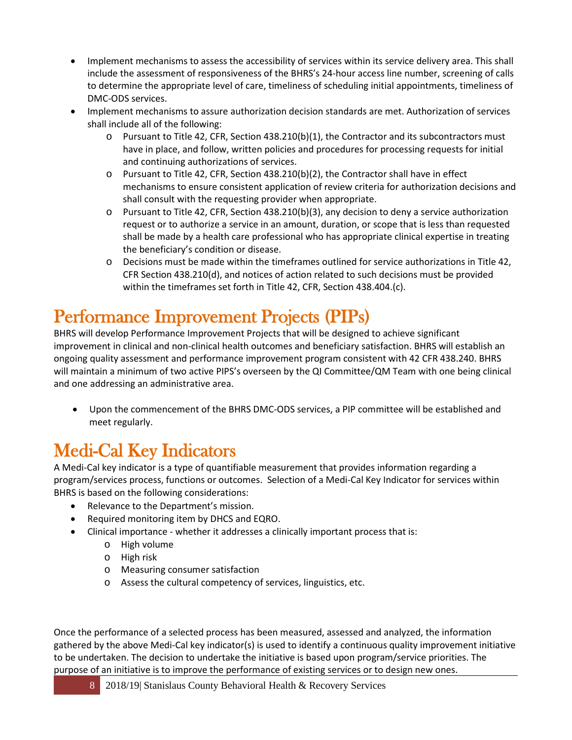- Implement mechanisms to assess the accessibility of services within its service delivery area. This shall include the assessment of responsiveness of the BHRS's 24-hour access line number, screening of calls to determine the appropriate level of care, timeliness of scheduling initial appointments, timeliness of DMC-ODS services.
- Implement mechanisms to assure authorization decision standards are met. Authorization of services shall include all of the following:
    - Pursuant to Title 42, CFR, Section 438.210(b)(1), the Contractor and its subcontractors must have in place, and follow, written policies and procedures for processing requests for initial and continuing authorizations of services.
    - Pursuant to Title 42, CFR, Section 438.210(b)(2), the Contractor shall have in effect mechanisms to ensure consistent application of review criteria for authorization decisions and shall consult with the requesting provider when appropriate.
    - Pursuant to Title 42, CFR, Section 438.210(b)(3), any decision to deny a service authorization request or to authorize a service in an amount, duration, or scope that is less than requested shall be made by a health care professional who has appropriate clinical expertise in treating the beneficiary's condition or disease.
    - Decisions must be made within the timeframes outlined for service authorizations in Title 42, CFR Section 438.210(d), and notices of action related to such decisions must be provided within the timeframes set forth in Title 42, CFR, Section 438.404.(c).

# Performance Improvement Projects (PIPs)

BHRS will develop Performance Improvement Projects that will be designed to achieve significant improvement in clinical and non-clinical health outcomes and beneficiary satisfaction. BHRS will establish an ongoing quality assessment and performance improvement program consistent with 42 CFR 438.240. BHRS will maintain a minimum of two active PIPS's overseen by the QI Committee/QM Team with one being clinical and one addressing an administrative area.

- Upon the commencement of the BHRS DMC-ODS services, a PIP committee will be established and meet regularly.

# Medi-Cal Key Indicators

A Medi-Cal key indicator is a type of quantifiable measurement that provides information regarding a program/services process, functions or outcomes. Selection of a Medi-Cal Key Indicator for services within BHRS is based on the following considerations:

- Relevance to the Department's mission.
- Required monitoring item by DHCS and EQRO.
- Clinical importance - whether it addresses a clinically important process that is:
    - High volume
    - High risk
    - Measuring consumer satisfaction
    - Assess the cultural competency of services, linguistics, etc.

Once the performance of a selected process has been measured, assessed and analyzed, the information gathered by the above Medi-Cal key indicator(s) is used to identify a continuous quality improvement initiative to be undertaken. The decision to undertake the initiative is based upon program/service priorities. The purpose of an initiative is to improve the performance of existing services or to design new ones.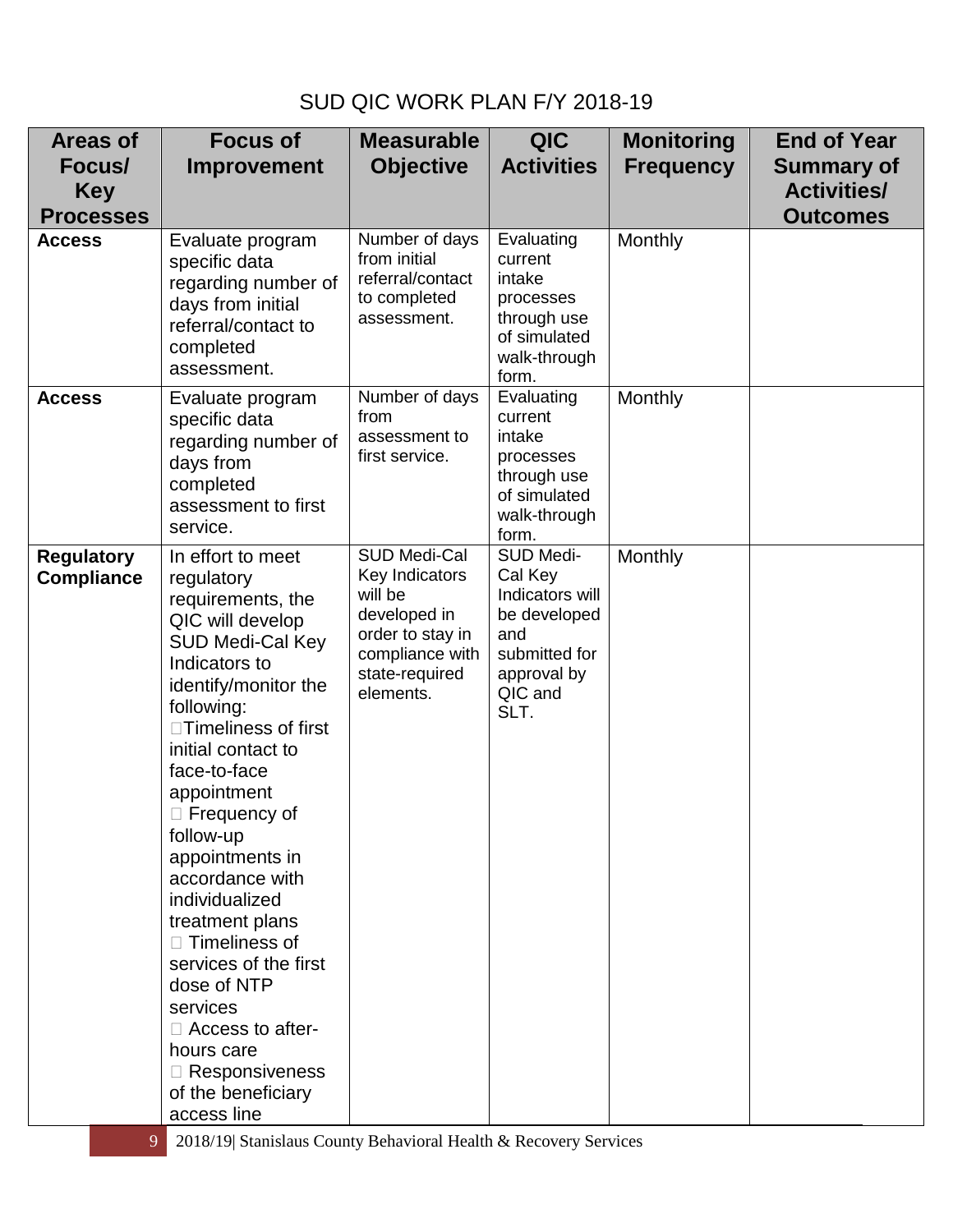SUD QIC WORK PLAN F/Y 2018-19

| Areas of Focus/ Key Processes | Focus of Improvement | Measurable Objective | QIC Activities | Monitoring Frequency | End of Year Summary of Activities/ Outcomes |
|---|---|---|---|---|---|
| **Access** | Evaluate program specific data regarding number of days from initial referral/contact to completed assessment. | Number of days from initial referral/contact to completed assessment. | Evaluating current intake processes through use of simulated walk-through form. | Monthly | |
| **Access** | Evaluate program specific data regarding number of days from completed assessment to first service. | Number of days from assessment to first service. | Evaluating current intake processes through use of simulated walk-through form. | Monthly | |
| **Regulatory Compliance** | In effort to meet regulatory requirements, the QIC will develop SUD Medi-Cal Key Indicators to identify/monitor the following: <br>• Timeliness of first initial contact to face-to-face appointment <br>• Frequency of follow-up appointments in accordance with individualized treatment plans <br>• Timeliness of services of the first dose of NTP services <br>• Access to after-hours care <br>• Responsiveness of the beneficiary access line | SUD Medi-Cal Key Indicators will be developed in order to stay in compliance with state-required elements. | SUD Medi-Cal Key Indicators will be developed and submitted for approval by QIC and SLT. | Monthly | |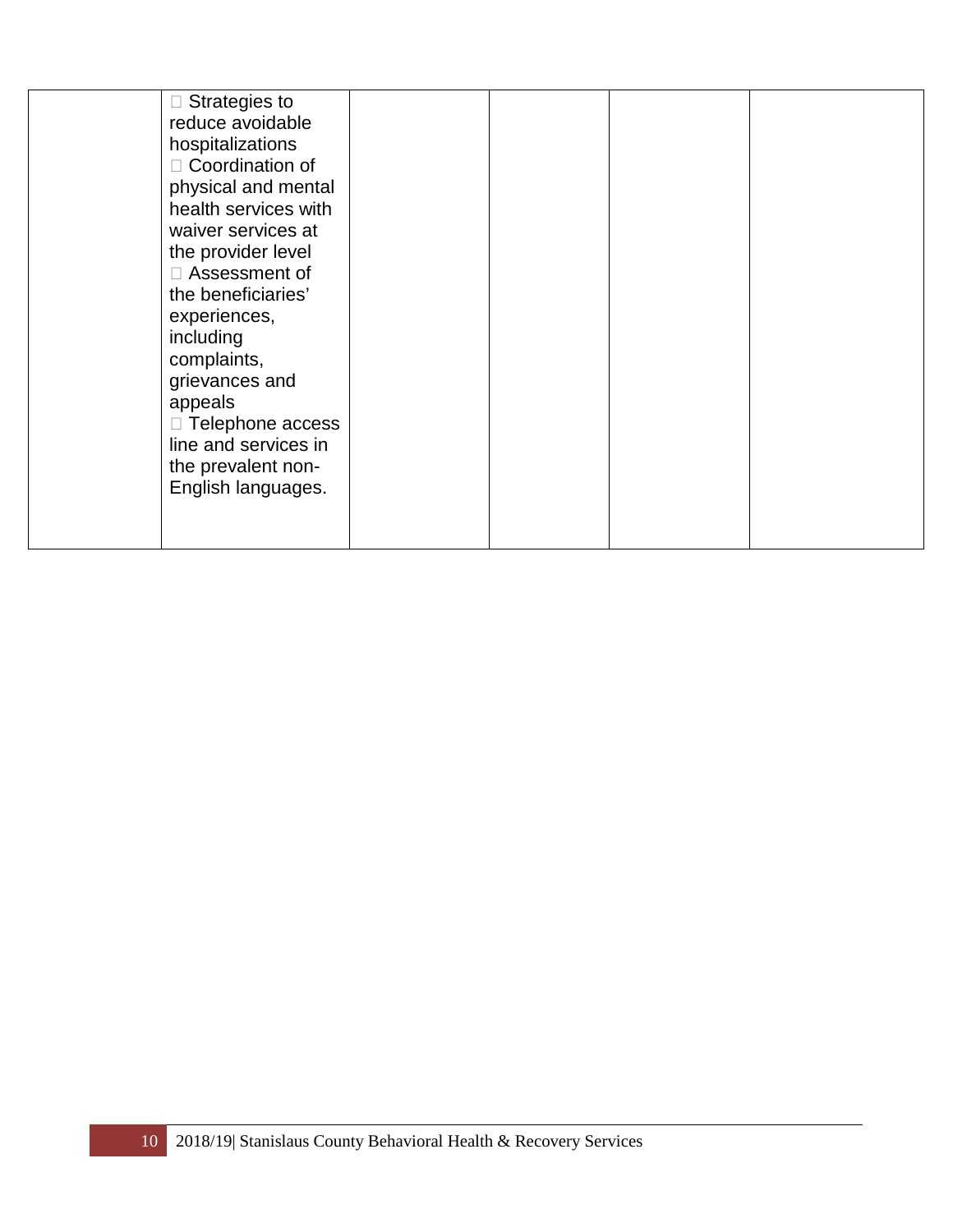| | | | | | |
|---|---|---|---|---|---|
| | □ Strategies to reduce avoidable hospitalizations<br>□ Coordination of physical and mental health services with waiver services at the provider level<br>□ Assessment of the beneficiaries' experiences, including complaints, grievances and appeals<br>□ Telephone access line and services in the prevalent non-English languages. | | | | |